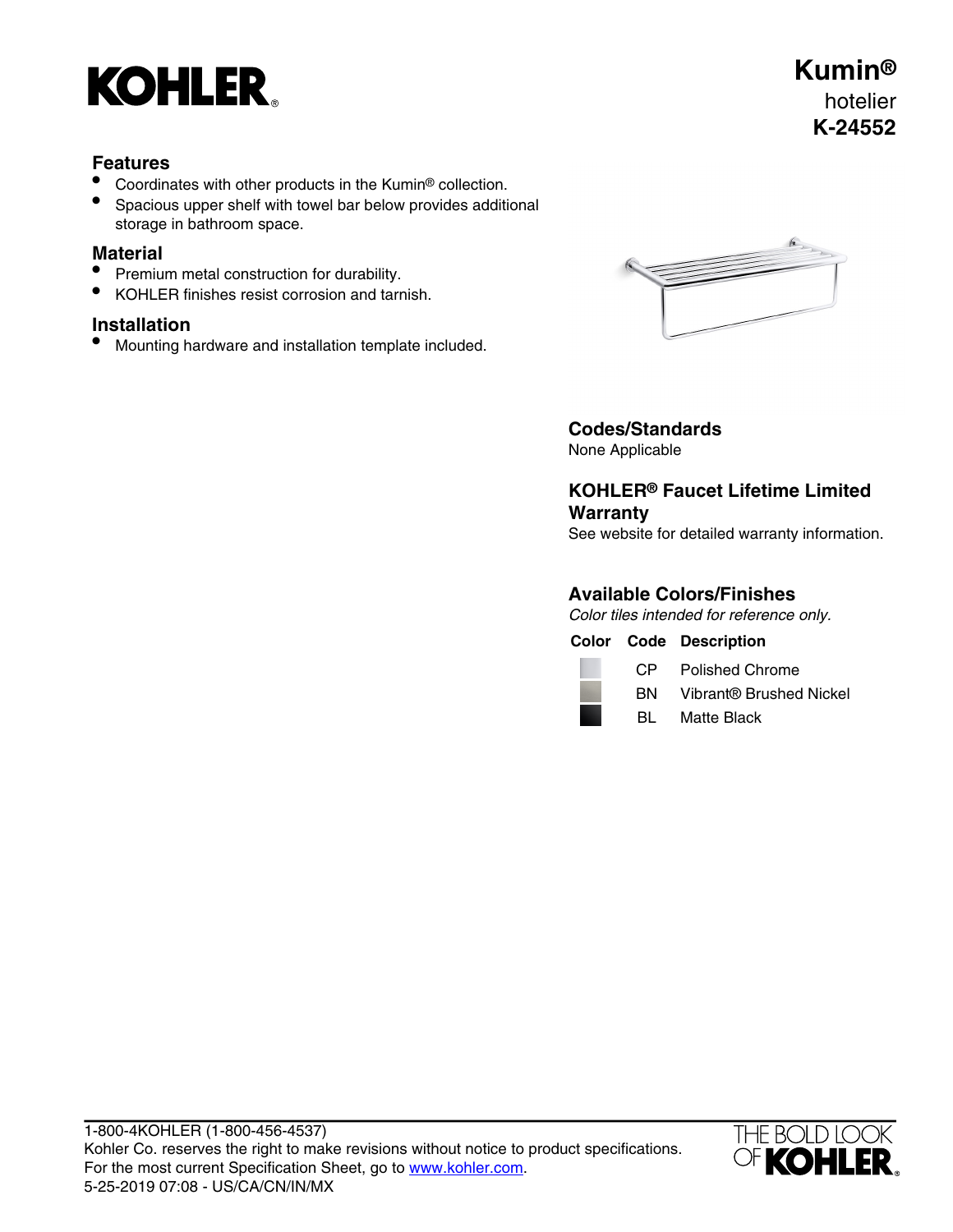# Kumin®

hotelier

**K-24552**

## Features

- Coordinates with other products in the Kumin® collection.
- Spacious upper shelf with towel bar below provides additional storage in bathroom space.

## Material

- Premium metal construction for durability.
- KOHLER finishes resist corrosion and tarnish.

## Installation

- Mounting hardware and installation template included.

## Codes/Standards

None Applicable

## KOHLER® Faucet Lifetime Limited Warranty

See website for detailed warranty information.

## Available Colors/Finishes

*Color tiles intended for reference only.*

| Color | Code | Description |
|---|---|---|
| | CP | Polished Chrome |
| | BN | Vibrant® Brushed Nickel |
| | BL | Matte Black |

1-800-4KOHLER (1-800-456-4537)
Kohler Co. reserves the right to make revisions without notice to product specifications.
For the most current Specification Sheet, go to www.kohler.com.
5-25-2019 07:08 - US/CA/CN/IN/MX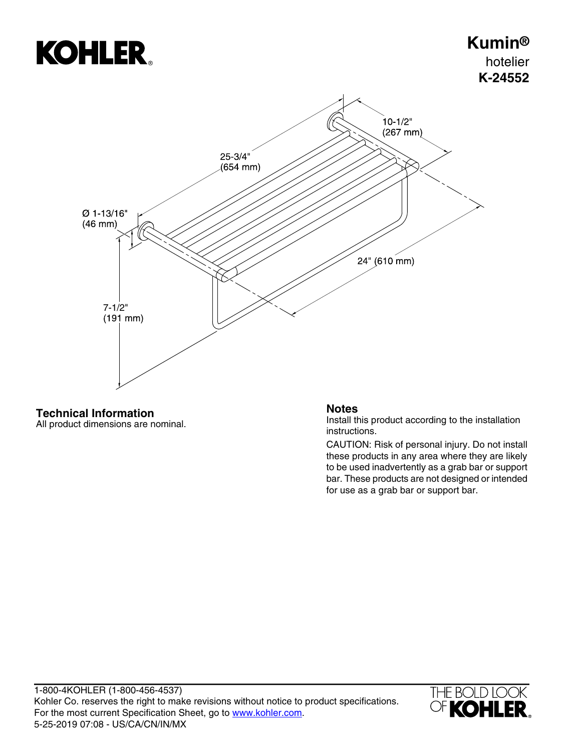# KOHLER

**Kumin®**
hotelier
**K-24552**

10-1/2"
(267 mm)

25-3/4"
(654 mm)

Ø 1-13/16"
(46 mm)

24" (610 mm)

7-1/2"
(191 mm)

## Technical Information

All product dimensions are nominal.

## Notes

Install this product according to the installation instructions.

CAUTION: Risk of personal injury. Do not install these products in any area where they are likely to be used inadvertently as a grab bar or support bar. These products are not designed or intended for use as a grab bar or support bar.

1-800-4KOHLER (1-800-456-4537)
Kohler Co. reserves the right to make revisions without notice to product specifications.
For the most current Specification Sheet, go to www.kohler.com.
5-25-2019 07:08 - US/CA/CN/IN/MX

THE BOLD LOOK OF KOHLER.